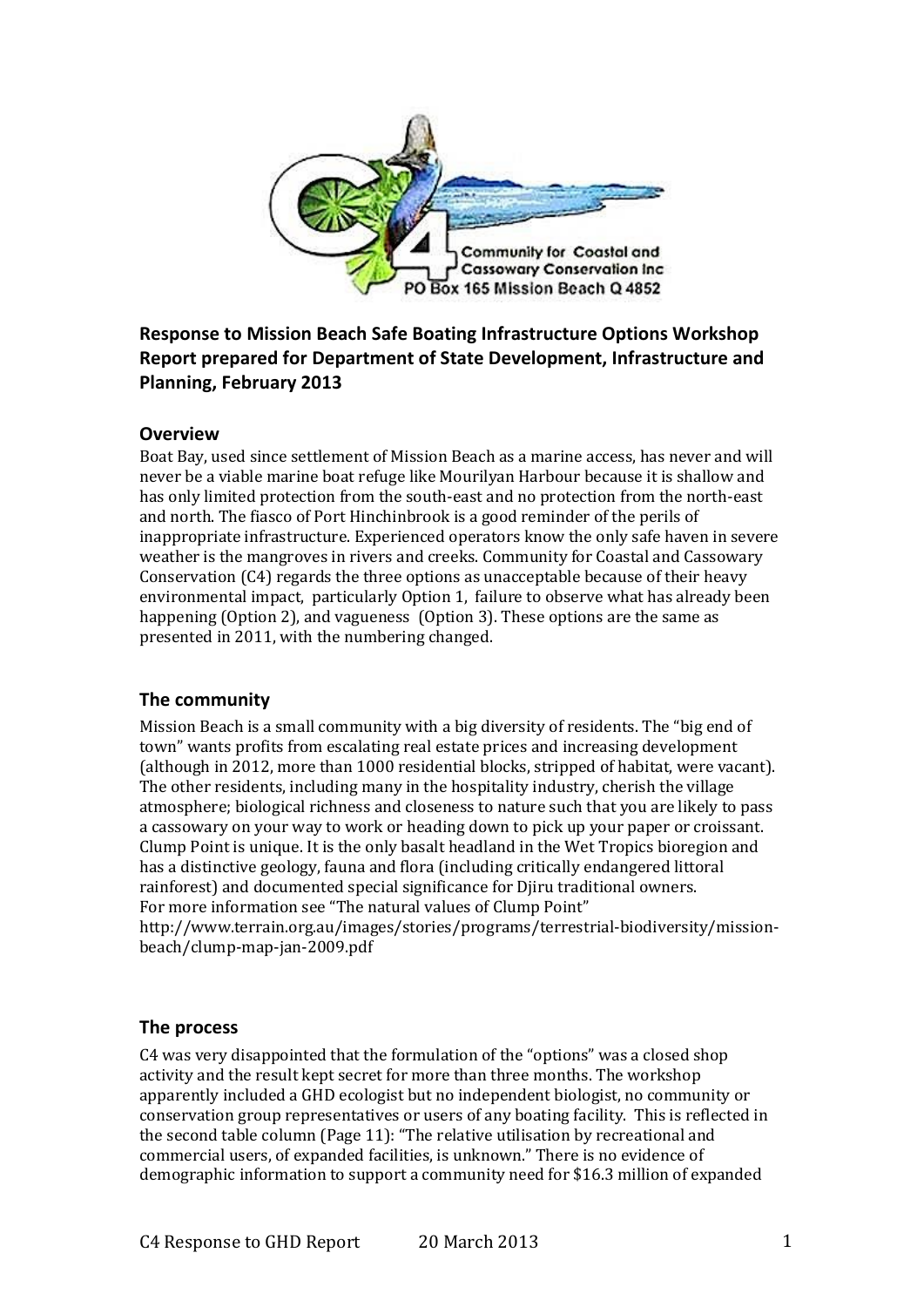Community for Coastal and Cassowary Conservation Inc
PO Box 165 Mission Beach Q 4852

**Response to Mission Beach Safe Boating Infrastructure Options Workshop Report prepared for Department of State Development, Infrastructure and Planning, February 2013**

## Overview

Boat Bay, used since settlement of Mission Beach as a marine access, has never and will never be a viable marine boat refuge like Mourilyan Harbour because it is shallow and has only limited protection from the south-east and no protection from the north-east and north. The fiasco of Port Hinchinbrook is a good reminder of the perils of inappropriate infrastructure. Experienced operators know the only safe haven in severe weather is the mangroves in rivers and creeks. Community for Coastal and Cassowary Conservation (C4) regards the three options as unacceptable because of their heavy environmental impact, particularly Option 1, failure to observe what has already been happening (Option 2), and vagueness (Option 3). These options are the same as presented in 2011, with the numbering changed.

## The community

Mission Beach is a small community with a big diversity of residents. The "big end of town" wants profits from escalating real estate prices and increasing development (although in 2012, more than 1000 residential blocks, stripped of habitat, were vacant). The other residents, including many in the hospitality industry, cherish the village atmosphere; biological richness and closeness to nature such that you are likely to pass a cassowary on your way to work or heading down to pick up your paper or croissant. Clump Point is unique. It is the only basalt headland in the Wet Tropics bioregion and has a distinctive geology, fauna and flora (including critically endangered littoral rainforest) and documented special significance for Djiru traditional owners. For more information see "The natural values of Clump Point" http://www.terrain.org.au/images/stories/programs/terrestrial-biodiversity/mission-beach/clump-map-jan-2009.pdf

## The process

C4 was very disappointed that the formulation of the "options" was a closed shop activity and the result kept secret for more than three months. The workshop apparently included a GHD ecologist but no independent biologist, no community or conservation group representatives or users of any boating facility. This is reflected in the second table column (Page 11): "The relative utilisation by recreational and commercial users, of expanded facilities, is unknown." There is no evidence of demographic information to support a community need for $16.3 million of expanded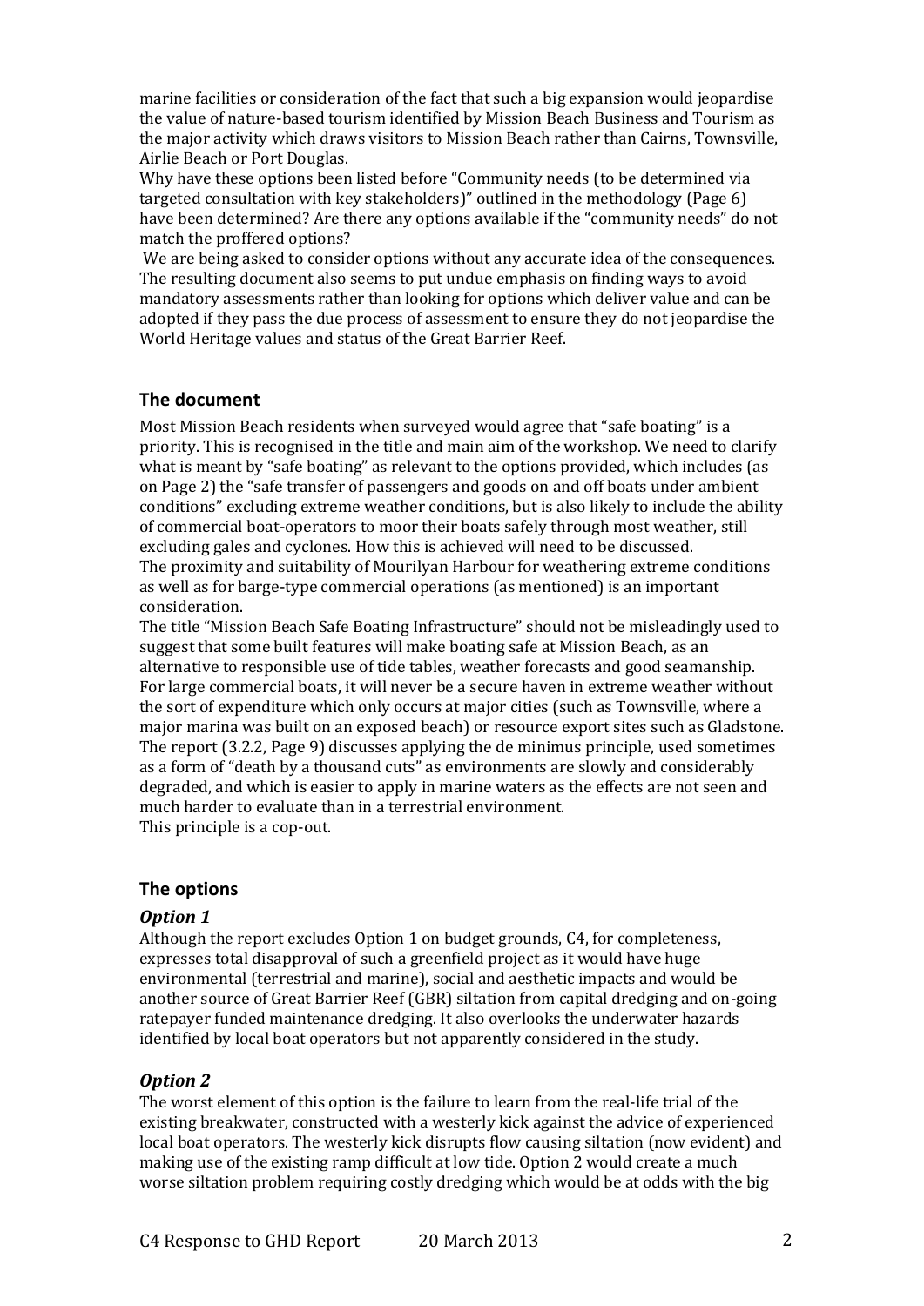marine facilities or consideration of the fact that such a big expansion would jeopardise the value of nature-based tourism identified by Mission Beach Business and Tourism as the major activity which draws visitors to Mission Beach rather than Cairns, Townsville, Airlie Beach or Port Douglas.

Why have these options been listed before "Community needs (to be determined via targeted consultation with key stakeholders)" outlined in the methodology (Page 6) have been determined? Are there any options available if the "community needs" do not match the proffered options?

We are being asked to consider options without any accurate idea of the consequences. The resulting document also seems to put undue emphasis on finding ways to avoid mandatory assessments rather than looking for options which deliver value and can be adopted if they pass the due process of assessment to ensure they do not jeopardise the World Heritage values and status of the Great Barrier Reef.

## The document

Most Mission Beach residents when surveyed would agree that "safe boating" is a priority. This is recognised in the title and main aim of the workshop. We need to clarify what is meant by "safe boating" as relevant to the options provided, which includes (as on Page 2) the "safe transfer of passengers and goods on and off boats under ambient conditions" excluding extreme weather conditions, but is also likely to include the ability of commercial boat-operators to moor their boats safely through most weather, still excluding gales and cyclones. How this is achieved will need to be discussed.

The proximity and suitability of Mourilyan Harbour for weathering extreme conditions as well as for barge-type commercial operations (as mentioned) is an important consideration.

The title "Mission Beach Safe Boating Infrastructure" should not be misleadingly used to suggest that some built features will make boating safe at Mission Beach, as an alternative to responsible use of tide tables, weather forecasts and good seamanship. For large commercial boats, it will never be a secure haven in extreme weather without the sort of expenditure which only occurs at major cities (such as Townsville, where a major marina was built on an exposed beach) or resource export sites such as Gladstone.

The report (3.2.2, Page 9) discusses applying the de minimus principle, used sometimes as a form of "death by a thousand cuts" as environments are slowly and considerably degraded, and which is easier to apply in marine waters as the effects are not seen and much harder to evaluate than in a terrestrial environment.

This principle is a cop-out.

## The options

### *Option 1*

Although the report excludes Option 1 on budget grounds, C4, for completeness, expresses total disapproval of such a greenfield project as it would have huge environmental (terrestrial and marine), social and aesthetic impacts and would be another source of Great Barrier Reef (GBR) siltation from capital dredging and on-going ratepayer funded maintenance dredging. It also overlooks the underwater hazards identified by local boat operators but not apparently considered in the study.

### *Option 2*

The worst element of this option is the failure to learn from the real-life trial of the existing breakwater, constructed with a westerly kick against the advice of experienced local boat operators. The westerly kick disrupts flow causing siltation (now evident) and making use of the existing ramp difficult at low tide. Option 2 would create a much worse siltation problem requiring costly dredging which would be at odds with the big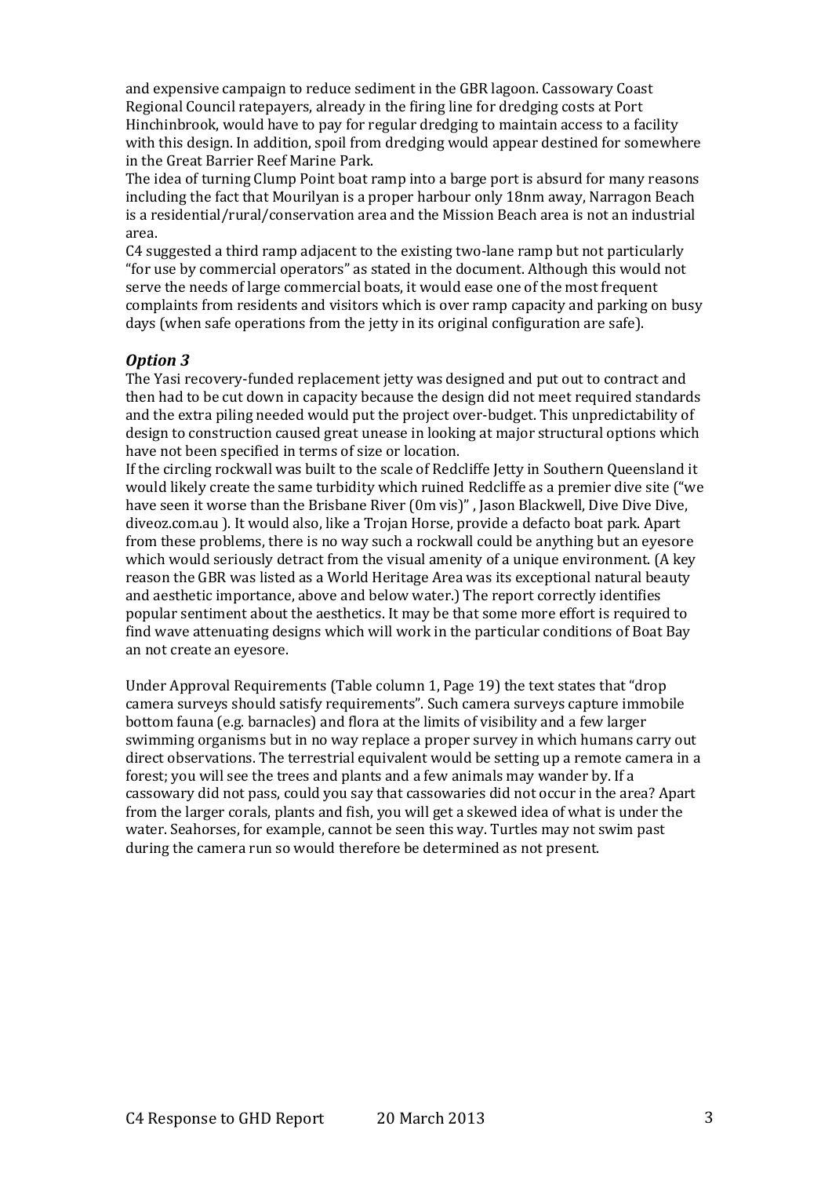and expensive campaign to reduce sediment in the GBR lagoon. Cassowary Coast Regional Council ratepayers, already in the firing line for dredging costs at Port Hinchinbrook, would have to pay for regular dredging to maintain access to a facility with this design. In addition, spoil from dredging would appear destined for somewhere in the Great Barrier Reef Marine Park.

The idea of turning Clump Point boat ramp into a barge port is absurd for many reasons including the fact that Mourilyan is a proper harbour only 18nm away, Narragon Beach is a residential/rural/conservation area and the Mission Beach area is not an industrial area.

C4 suggested a third ramp adjacent to the existing two-lane ramp but not particularly "for use by commercial operators" as stated in the document. Although this would not serve the needs of large commercial boats, it would ease one of the most frequent complaints from residents and visitors which is over ramp capacity and parking on busy days (when safe operations from the jetty in its original configuration are safe).

### *Option 3*

The Yasi recovery-funded replacement jetty was designed and put out to contract and then had to be cut down in capacity because the design did not meet required standards and the extra piling needed would put the project over-budget. This unpredictability of design to construction caused great unease in looking at major structural options which have not been specified in terms of size or location.

If the circling rockwall was built to the scale of Redcliffe Jetty in Southern Queensland it would likely create the same turbidity which ruined Redcliffe as a premier dive site ("we have seen it worse than the Brisbane River (0m vis)" , Jason Blackwell, Dive Dive Dive, diveoz.com.au ). It would also, like a Trojan Horse, provide a defacto boat park. Apart from these problems, there is no way such a rockwall could be anything but an eyesore which would seriously detract from the visual amenity of a unique environment. (A key reason the GBR was listed as a World Heritage Area was its exceptional natural beauty and aesthetic importance, above and below water.) The report correctly identifies popular sentiment about the aesthetics. It may be that some more effort is required to find wave attenuating designs which will work in the particular conditions of Boat Bay an not create an eyesore.

Under Approval Requirements (Table column 1, Page 19) the text states that "drop camera surveys should satisfy requirements". Such camera surveys capture immobile bottom fauna (e.g. barnacles) and flora at the limits of visibility and a few larger swimming organisms but in no way replace a proper survey in which humans carry out direct observations. The terrestrial equivalent would be setting up a remote camera in a forest; you will see the trees and plants and a few animals may wander by. If a cassowary did not pass, could you say that cassowaries did not occur in the area? Apart from the larger corals, plants and fish, you will get a skewed idea of what is under the water. Seahorses, for example, cannot be seen this way. Turtles may not swim past during the camera run so would therefore be determined as not present.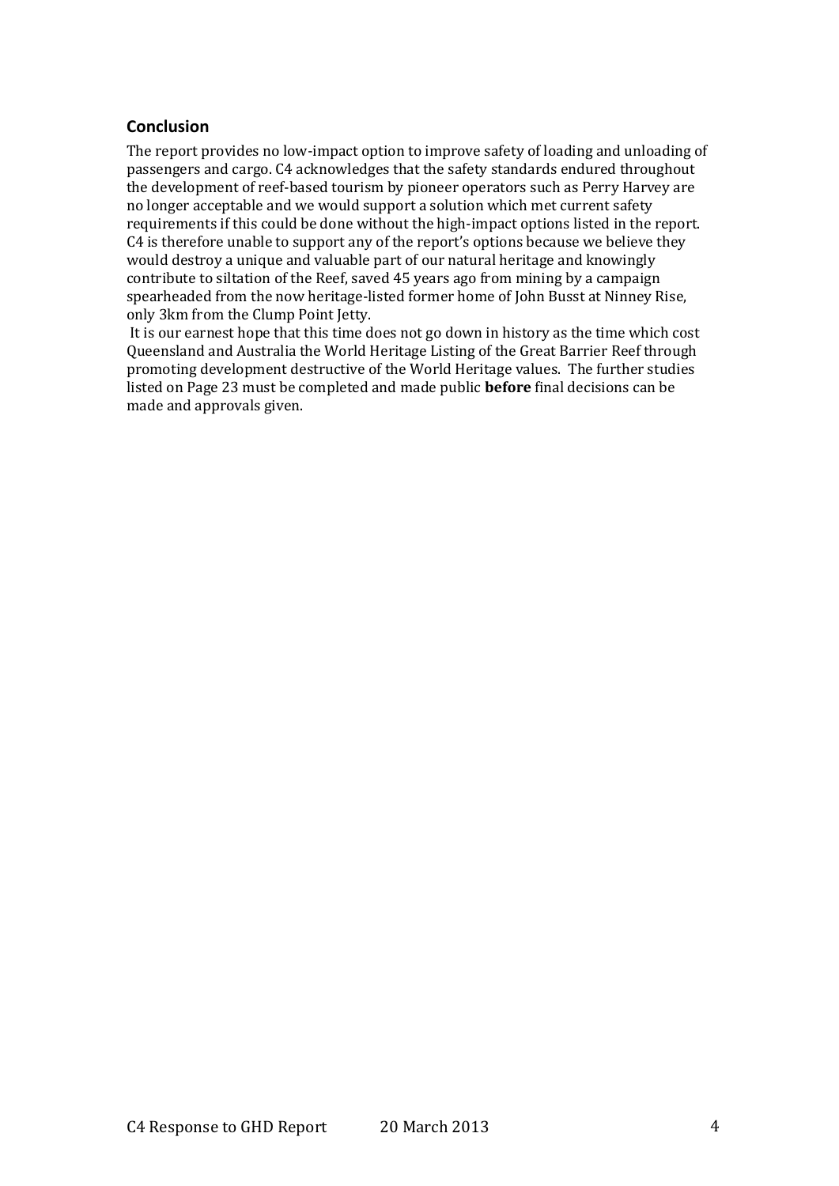## Conclusion

The report provides no low-impact option to improve safety of loading and unloading of passengers and cargo. C4 acknowledges that the safety standards endured throughout the development of reef-based tourism by pioneer operators such as Perry Harvey are no longer acceptable and we would support a solution which met current safety requirements if this could be done without the high-impact options listed in the report. C4 is therefore unable to support any of the report's options because we believe they would destroy a unique and valuable part of our natural heritage and knowingly contribute to siltation of the Reef, saved 45 years ago from mining by a campaign spearheaded from the now heritage-listed former home of John Busst at Ninney Rise, only 3km from the Clump Point Jetty.

It is our earnest hope that this time does not go down in history as the time which cost Queensland and Australia the World Heritage Listing of the Great Barrier Reef through promoting development destructive of the World Heritage values. The further studies listed on Page 23 must be completed and made public **before** final decisions can be made and approvals given.